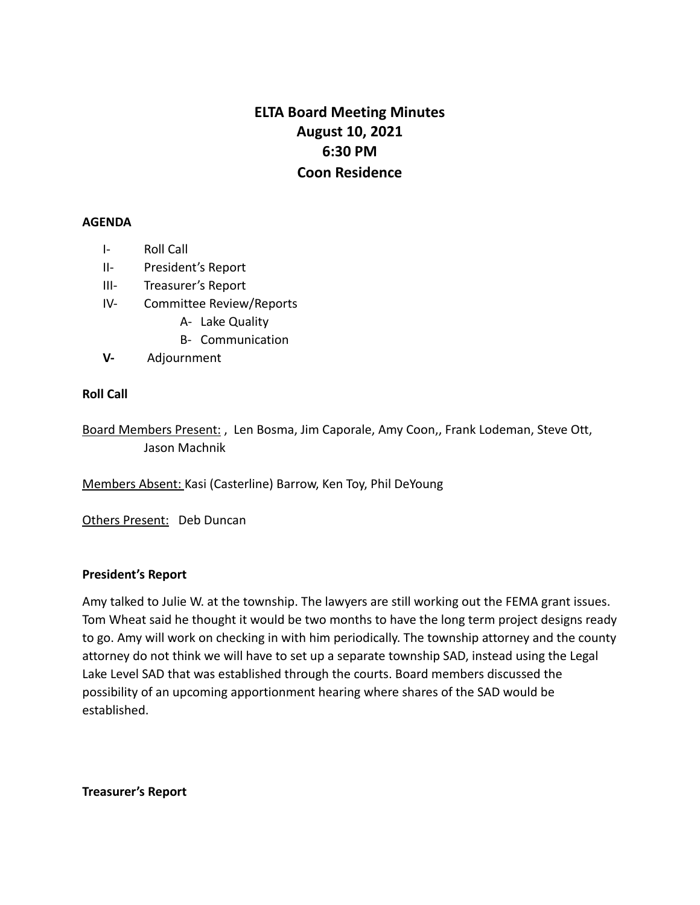# ELTA Board Meeting Minutes
# August 10, 2021
# 6:30 PM
# Coon Residence

**AGENDA**

- I- Roll Call
- II- President's Report
- III- Treasurer's Report
- IV- Committee Review/Reports
  - A- Lake Quality
  - B- Communication
- **V-** Adjournment

**Roll Call**

Board Members Present: , Len Bosma, Jim Caporale, Amy Coon,, Frank Lodeman, Steve Ott, Jason Machnik

Members Absent: Kasi (Casterline) Barrow, Ken Toy, Phil DeYoung

Others Present: Deb Duncan

**President's Report**

Amy talked to Julie W. at the township. The lawyers are still working out the FEMA grant issues. Tom Wheat said he thought it would be two months to have the long term project designs ready to go. Amy will work on checking in with him periodically. The township attorney and the county attorney do not think we will have to set up a separate township SAD, instead using the Legal Lake Level SAD that was established through the courts. Board members discussed the possibility of an upcoming apportionment hearing where shares of the SAD would be established.

**Treasurer's Report**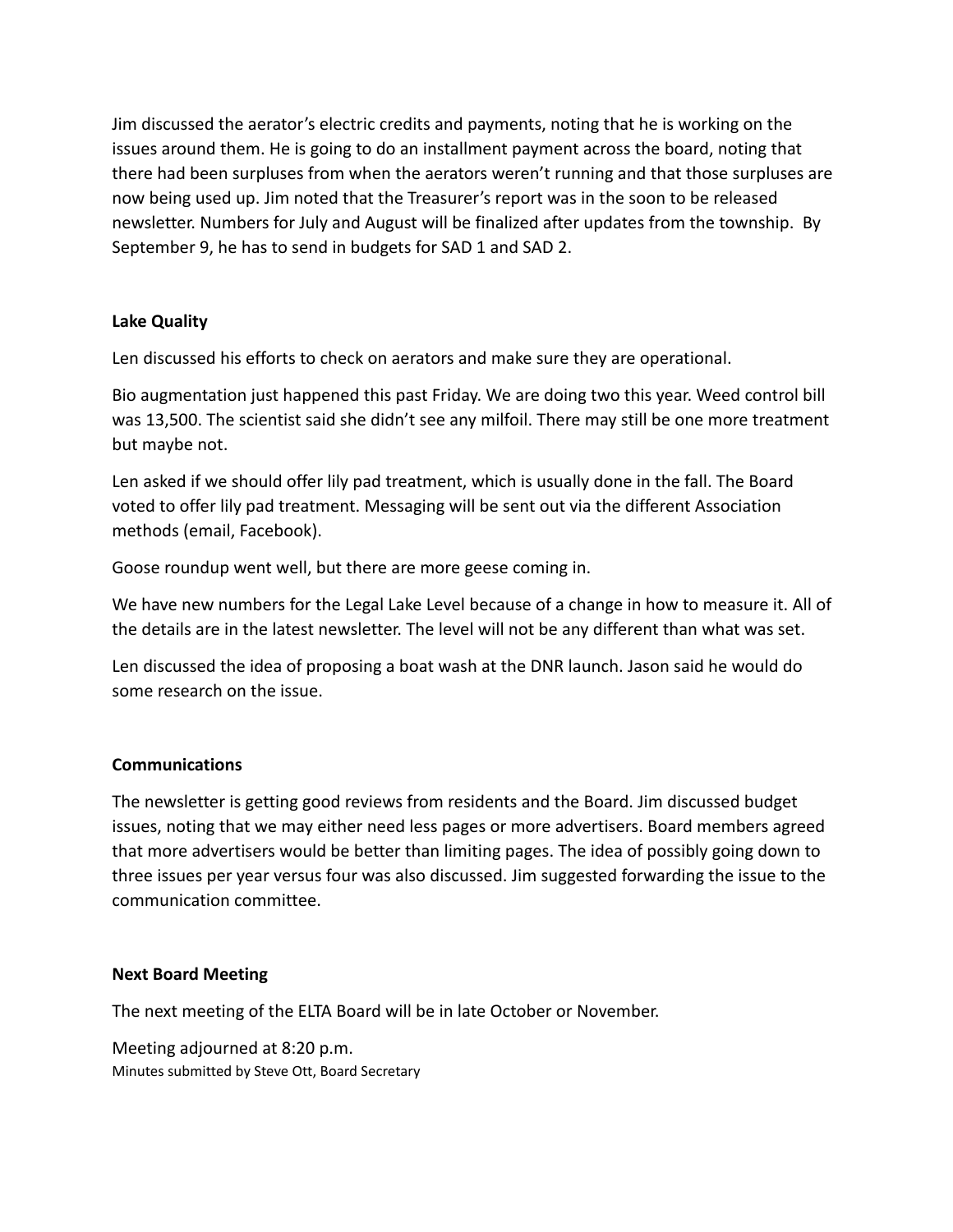Jim discussed the aerator's electric credits and payments, noting that he is working on the issues around them. He is going to do an installment payment across the board, noting that there had been surpluses from when the aerators weren't running and that those surpluses are now being used up. Jim noted that the Treasurer's report was in the soon to be released newsletter. Numbers for July and August will be finalized after updates from the township. By September 9, he has to send in budgets for SAD 1 and SAD 2.

**Lake Quality**

Len discussed his efforts to check on aerators and make sure they are operational.

Bio augmentation just happened this past Friday. We are doing two this year. Weed control bill was 13,500. The scientist said she didn't see any milfoil. There may still be one more treatment but maybe not.

Len asked if we should offer lily pad treatment, which is usually done in the fall. The Board voted to offer lily pad treatment. Messaging will be sent out via the different Association methods (email, Facebook).

Goose roundup went well, but there are more geese coming in.

We have new numbers for the Legal Lake Level because of a change in how to measure it. All of the details are in the latest newsletter. The level will not be any different than what was set.

Len discussed the idea of proposing a boat wash at the DNR launch. Jason said he would do some research on the issue.

**Communications**

The newsletter is getting good reviews from residents and the Board. Jim discussed budget issues, noting that we may either need less pages or more advertisers. Board members agreed that more advertisers would be better than limiting pages. The idea of possibly going down to three issues per year versus four was also discussed. Jim suggested forwarding the issue to the communication committee.

**Next Board Meeting**

The next meeting of the ELTA Board will be in late October or November.

Meeting adjourned at 8:20 p.m.

Minutes submitted by Steve Ott, Board Secretary